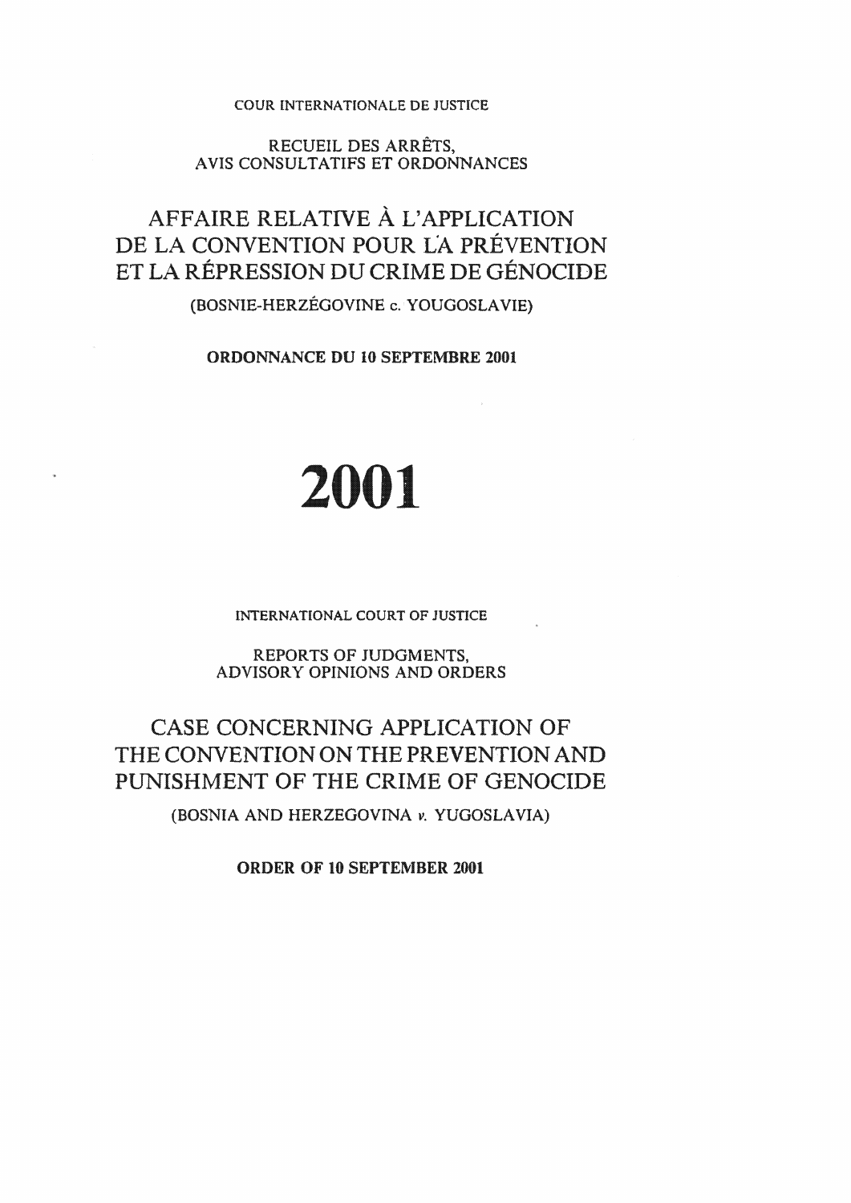COUR INTERNATIONALE DE JUSTICE

RECUEIL DES ARRÊTS,
AVIS CONSULTATIFS ET ORDONNANCES

# AFFAIRE RELATIVE À L'APPLICATION DE LA CONVENTION POUR LA PRÉVENTION ET LA RÉPRESSION DU CRIME DE GÉNOCIDE

(BOSNIE-HERZÉGOVINE c. YOUGOSLAVIE)

**ORDONNANCE DU 10 SEPTEMBRE 2001**

# 2001

INTERNATIONAL COURT OF JUSTICE

REPORTS OF JUDGMENTS,
ADVISORY OPINIONS AND ORDERS

# CASE CONCERNING APPLICATION OF THE CONVENTION ON THE PREVENTION AND PUNISHMENT OF THE CRIME OF GENOCIDE

(BOSNIA AND HERZEGOVINA *v.* YUGOSLAVIA)

**ORDER OF 10 SEPTEMBER 2001**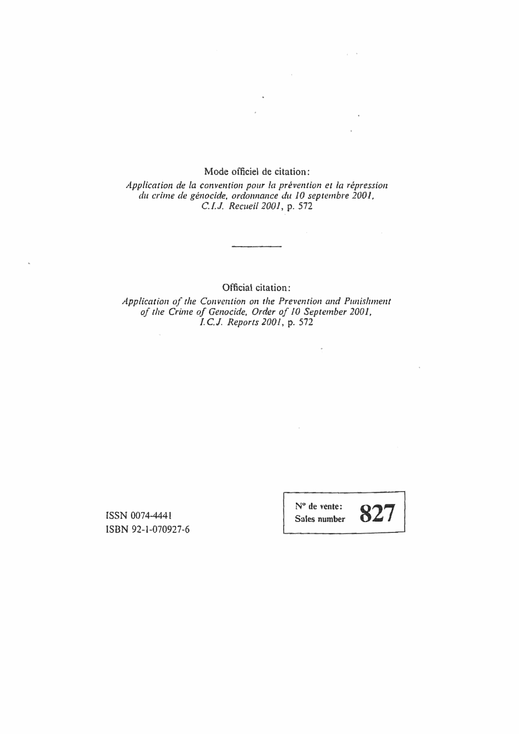Mode officiel de citation:

*Application de la convention pour la prévention et la répression du crime de génocide, ordonnance du 10 septembre 2001, C.I.J. Recueil 2001*, p. 572

---

Official citation:

*Application of the Convention on the Prevention and Punishment of the Crime of Genocide, Order of 10 September 2001, I.C.J. Reports 2001*, p. 572

ISSN 0074-4441
ISBN 92-1-070927-6

| N° de vente: Sales number | **827** |
|---|---|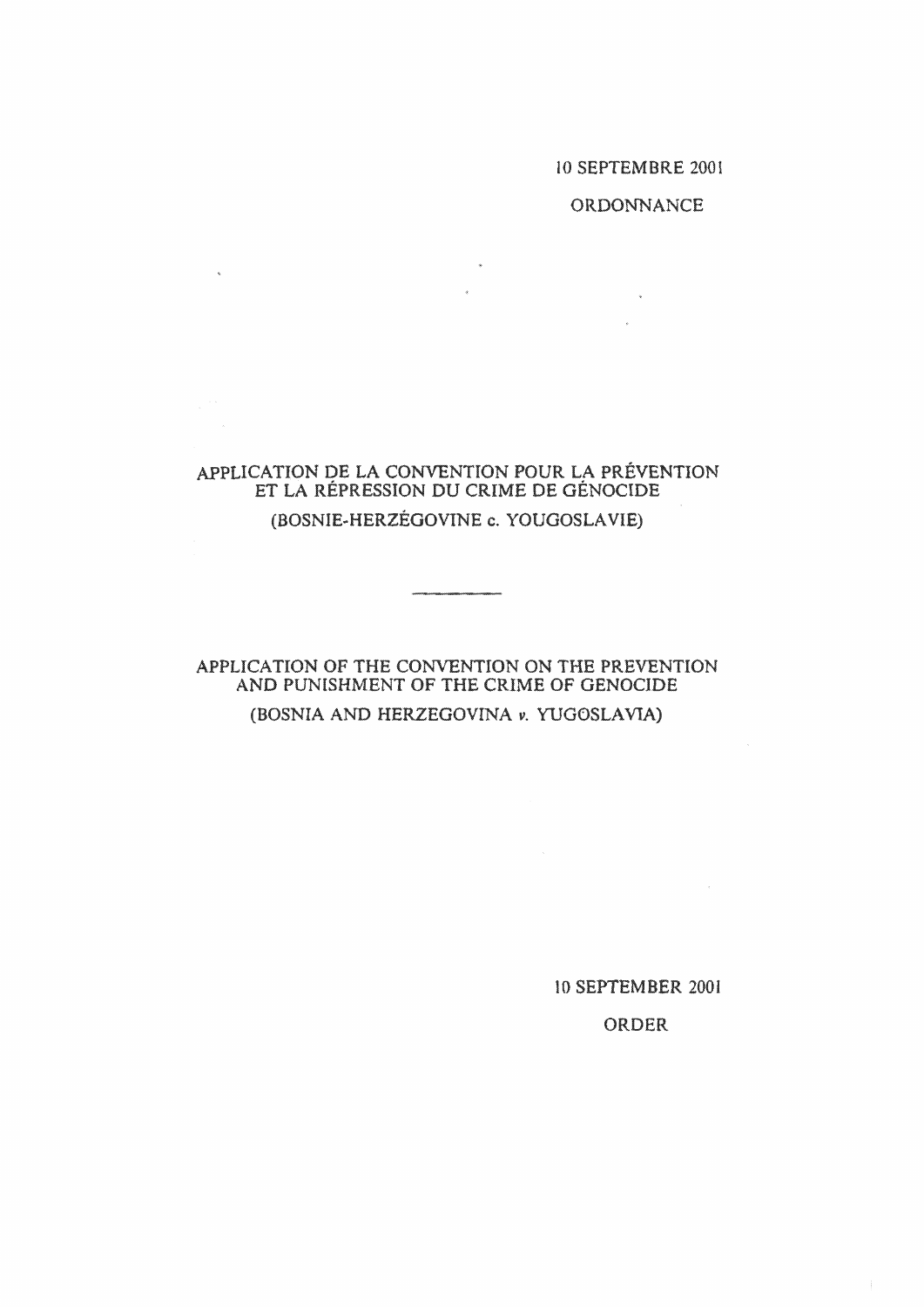10 SEPTEMBRE 2001

ORDONNANCE

APPLICATION DE LA CONVENTION POUR LA PRÉVENTION ET LA RÉPRESSION DU CRIME DE GÉNOCIDE

(BOSNIE-HERZÉGOVINE c. YOUGOSLAVIE)

---

APPLICATION OF THE CONVENTION ON THE PREVENTION AND PUNISHMENT OF THE CRIME OF GENOCIDE

(BOSNIA AND HERZEGOVINA *v.* YUGOSLAVIA)

10 SEPTEMBER 2001

ORDER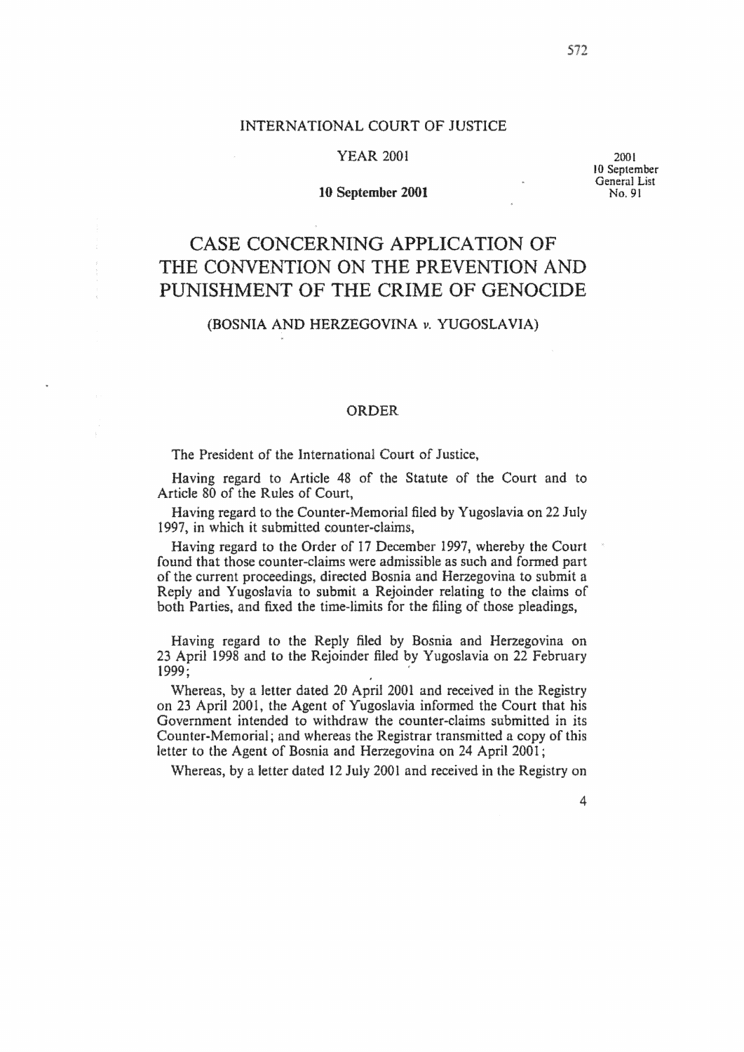INTERNATIONAL COURT OF JUSTICE

YEAR 2001

2001
10 September
General List
No. 91

**10 September 2001**

# CASE CONCERNING APPLICATION OF THE CONVENTION ON THE PREVENTION AND PUNISHMENT OF THE CRIME OF GENOCIDE

## (BOSNIA AND HERZEGOVINA *v.* YUGOSLAVIA)

### ORDER

The President of the International Court of Justice,

Having regard to Article 48 of the Statute of the Court and to Article 80 of the Rules of Court,

Having regard to the Counter-Memorial filed by Yugoslavia on 22 July 1997, in which it submitted counter-claims,

Having regard to the Order of 17 December 1997, whereby the Court found that those counter-claims were admissible as such and formed part of the current proceedings, directed Bosnia and Herzegovina to submit a Reply and Yugoslavia to submit a Rejoinder relating to the claims of both Parties, and fixed the time-limits for the filing of those pleadings,

Having regard to the Reply filed by Bosnia and Herzegovina on 23 April 1998 and to the Rejoinder filed by Yugoslavia on 22 February 1999;

Whereas, by a letter dated 20 April 2001 and received in the Registry on 23 April 2001, the Agent of Yugoslavia informed the Court that his Government intended to withdraw the counter-claims submitted in its Counter-Memorial; and whereas the Registrar transmitted a copy of this letter to the Agent of Bosnia and Herzegovina on 24 April 2001;

Whereas, by a letter dated 12 July 2001 and received in the Registry on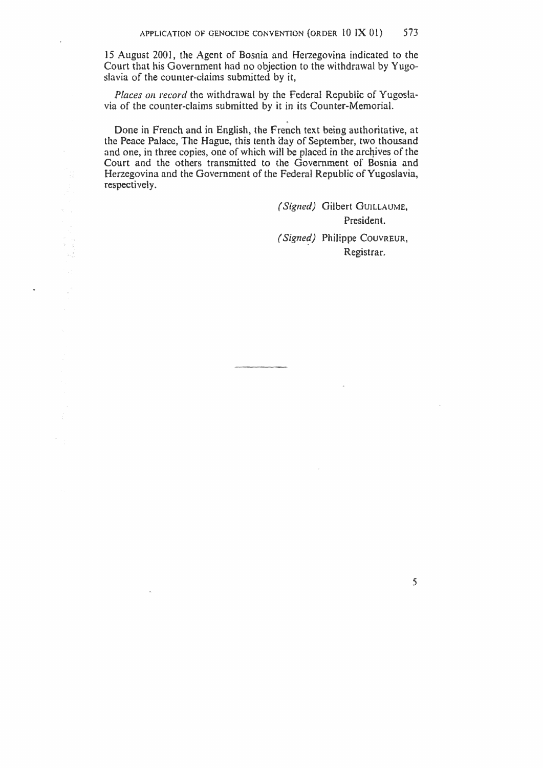15 August 2001, the Agent of Bosnia and Herzegovina indicated to the Court that his Government had no objection to the withdrawal by Yugoslavia of the counter-claims submitted by it,

*Places on record* the withdrawal by the Federal Republic of Yugoslavia of the counter-claims submitted by it in its Counter-Memorial.

Done in French and in English, the French text being authoritative, at the Peace Palace, The Hague, this tenth day of September, two thousand and one, in three copies, one of which will be placed in the archives of the Court and the others transmitted to the Government of Bosnia and Herzegovina and the Government of the Federal Republic of Yugoslavia, respectively.

*(Signed)* Gilbert GUILLAUME,
President.

*(Signed)* Philippe COUVREUR,
Registrar.